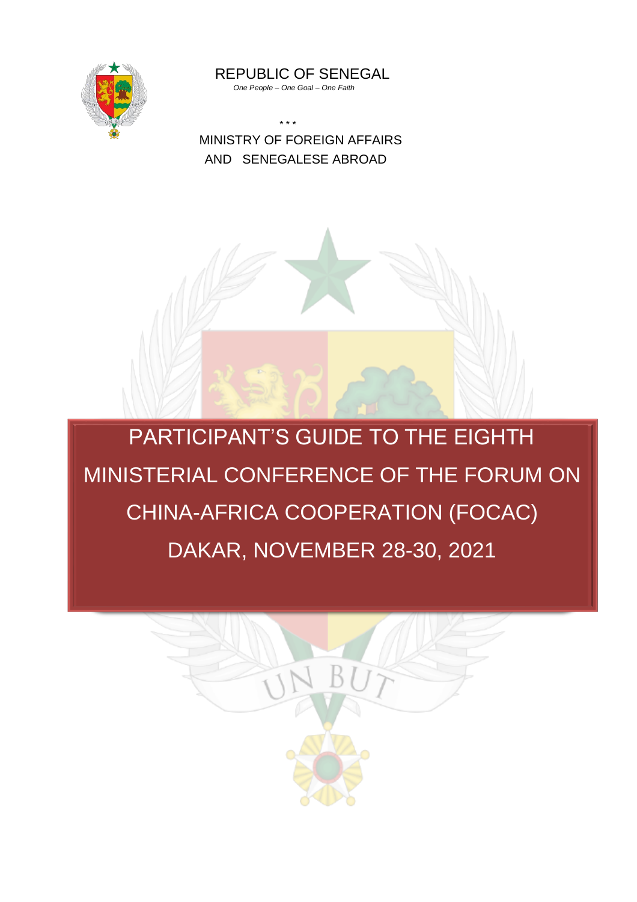REPUBLIC OF SENEGAL

*One People – One Goal – One Faith*

\* \* \*

MINISTRY OF FOREIGN AFFAIRS AND SENEGALESE ABROAD

# PARTICIPANT'S GUIDE TO THE EIGHTH MINISTERIAL CONFERENCE OF THE FORUM ON CHINA-AFRICA COOPERATION (FOCAC)

# DAKAR, NOVEMBER 28-30, 2021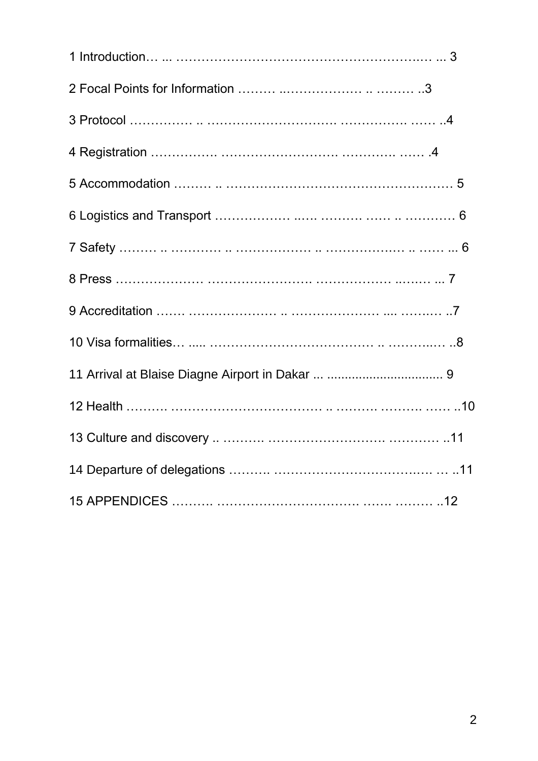1 Introduction… ... …………………………………………………..… ... 3

2 Focal Points for Information ……… ..……………… .. ……… ..3

3 Protocol …………… .. ………………………. ……………. …… ..4

4 Registration ……………. ……………………. ………… …… .4

5 Accommodation ……… .. ……………………………………………… 5

6 Logistics and Transport ……………… ..…. ………. …… .. ………… 6

7 Safety ……… .. ………… .. ……………… .. ………….…. .. …… ... 6

8 Press ………………… ……………………. ……………… ..…..… ... 7

9 Accreditation ……. ………………… .. ………………… .... ……..… ..7

10 Visa formalities… ..... ……………………………… .. ………..… ..8

11 Arrival at Blaise Diagne Airport in Dakar ... ................................ 9

12 Health ………. ……………………………… .. ……… ………. …… ..10

13 Culture and discovery .. ………. ………………………. ………… ..11

14 Departure of delegations ………. ……………………….……. … ..11

15 APPENDICES ………. ……………………………. ……. ……… ..12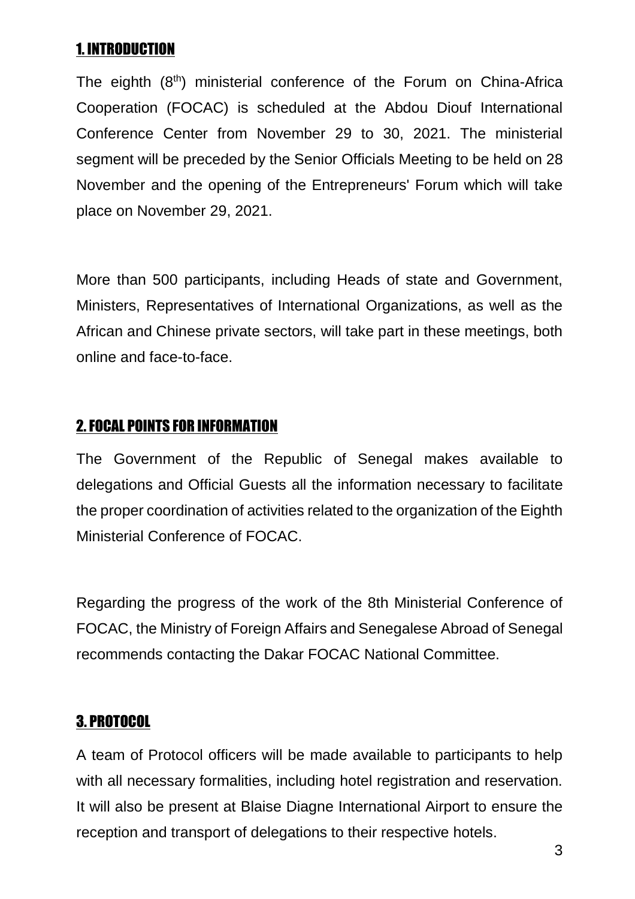## 1. INTRODUCTION

The eighth (8th) ministerial conference of the Forum on China-Africa Cooperation (FOCAC) is scheduled at the Abdou Diouf International Conference Center from November 29 to 30, 2021. The ministerial segment will be preceded by the Senior Officials Meeting to be held on 28 November and the opening of the Entrepreneurs' Forum which will take place on November 29, 2021.

More than 500 participants, including Heads of state and Government, Ministers, Representatives of International Organizations, as well as the African and Chinese private sectors, will take part in these meetings, both online and face-to-face.

## 2. FOCAL POINTS FOR INFORMATION

The Government of the Republic of Senegal makes available to delegations and Official Guests all the information necessary to facilitate the proper coordination of activities related to the organization of the Eighth Ministerial Conference of FOCAC.

Regarding the progress of the work of the 8th Ministerial Conference of FOCAC, the Ministry of Foreign Affairs and Senegalese Abroad of Senegal recommends contacting the Dakar FOCAC National Committee.

## 3. PROTOCOL

A team of Protocol officers will be made available to participants to help with all necessary formalities, including hotel registration and reservation. It will also be present at Blaise Diagne International Airport to ensure the reception and transport of delegations to their respective hotels.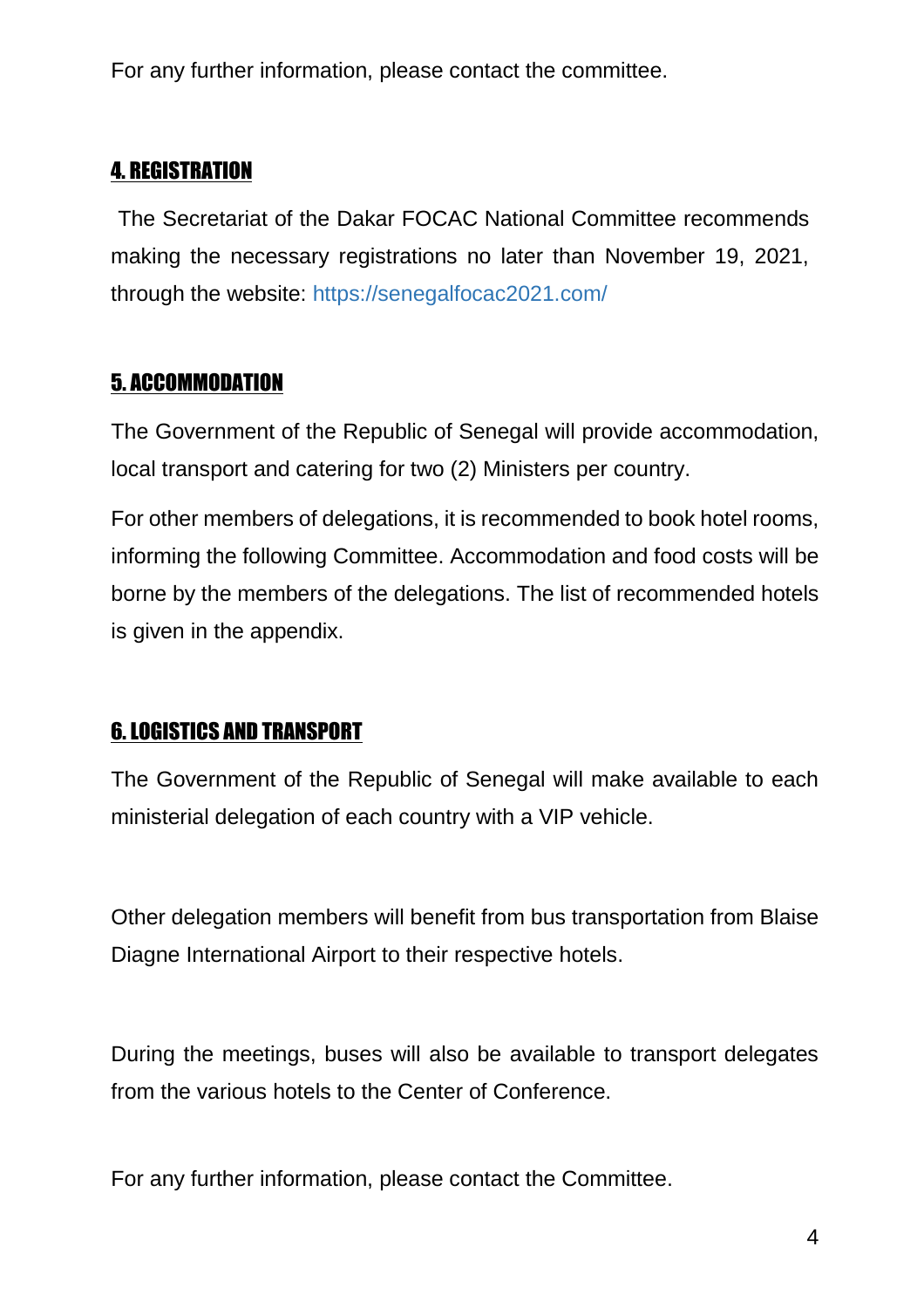For any further information, please contact the committee.

## 4. REGISTRATION

The Secretariat of the Dakar FOCAC National Committee recommends making the necessary registrations no later than November 19, 2021, through the website: https://senegalfocac2021.com/

## 5. ACCOMMODATION

The Government of the Republic of Senegal will provide accommodation, local transport and catering for two (2) Ministers per country.

For other members of delegations, it is recommended to book hotel rooms, informing the following Committee. Accommodation and food costs will be borne by the members of the delegations. The list of recommended hotels is given in the appendix.

## 6. LOGISTICS AND TRANSPORT

The Government of the Republic of Senegal will make available to each ministerial delegation of each country with a VIP vehicle.

Other delegation members will benefit from bus transportation from Blaise Diagne International Airport to their respective hotels.

During the meetings, buses will also be available to transport delegates from the various hotels to the Center of Conference.

For any further information, please contact the Committee.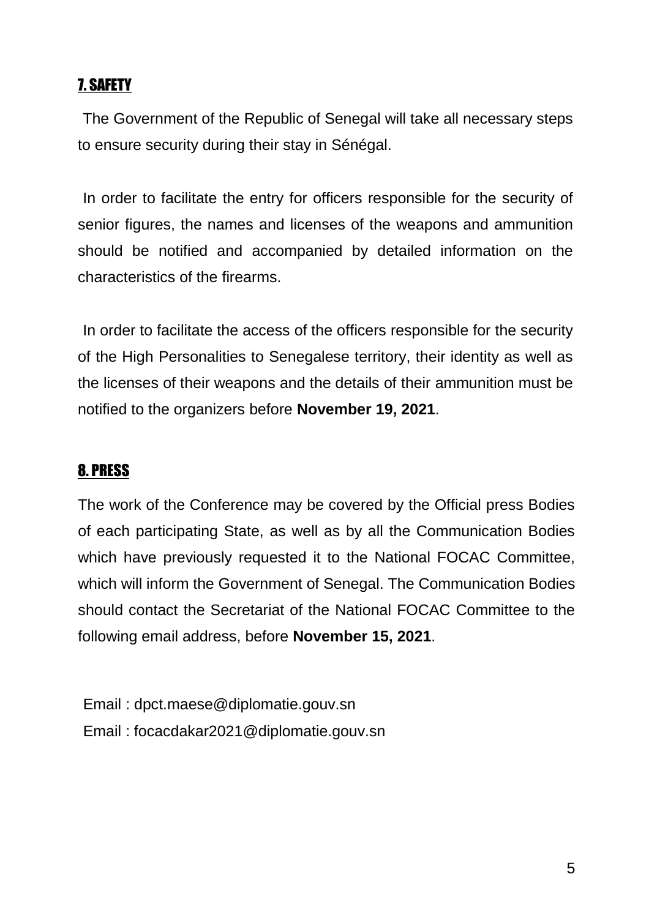## 7. SAFETY

The Government of the Republic of Senegal will take all necessary steps to ensure security during their stay in Sénégal.

In order to facilitate the entry for officers responsible for the security of senior figures, the names and licenses of the weapons and ammunition should be notified and accompanied by detailed information on the characteristics of the firearms.

In order to facilitate the access of the officers responsible for the security of the High Personalities to Senegalese territory, their identity as well as the licenses of their weapons and the details of their ammunition must be notified to the organizers before **November 19, 2021**.

## 8. PRESS

The work of the Conference may be covered by the Official press Bodies of each participating State, as well as by all the Communication Bodies which have previously requested it to the National FOCAC Committee, which will inform the Government of Senegal. The Communication Bodies should contact the Secretariat of the National FOCAC Committee to the following email address, before **November 15, 2021**.

Email : dpct.maese@diplomatie.gouv.sn

Email : focacdakar2021@diplomatie.gouv.sn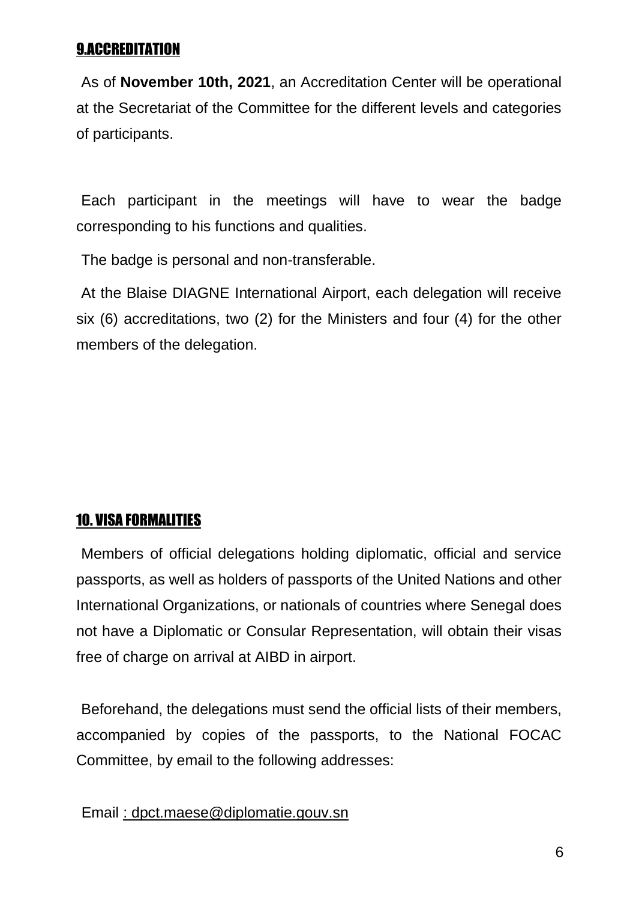## 9.ACCREDITATION

As of **November 10th, 2021**, an Accreditation Center will be operational at the Secretariat of the Committee for the different levels and categories of participants.

Each participant in the meetings will have to wear the badge corresponding to his functions and qualities.

The badge is personal and non-transferable.

At the Blaise DIAGNE International Airport, each delegation will receive six (6) accreditations, two (2) for the Ministers and four (4) for the other members of the delegation.

## 10. VISA FORMALITIES

Members of official delegations holding diplomatic, official and service passports, as well as holders of passports of the United Nations and other International Organizations, or nationals of countries where Senegal does not have a Diplomatic or Consular Representation, will obtain their visas free of charge on arrival at AIBD in airport.

Beforehand, the delegations must send the official lists of their members, accompanied by copies of the passports, to the National FOCAC Committee, by email to the following addresses:

Email : dpct.maese@diplomatie.gouv.sn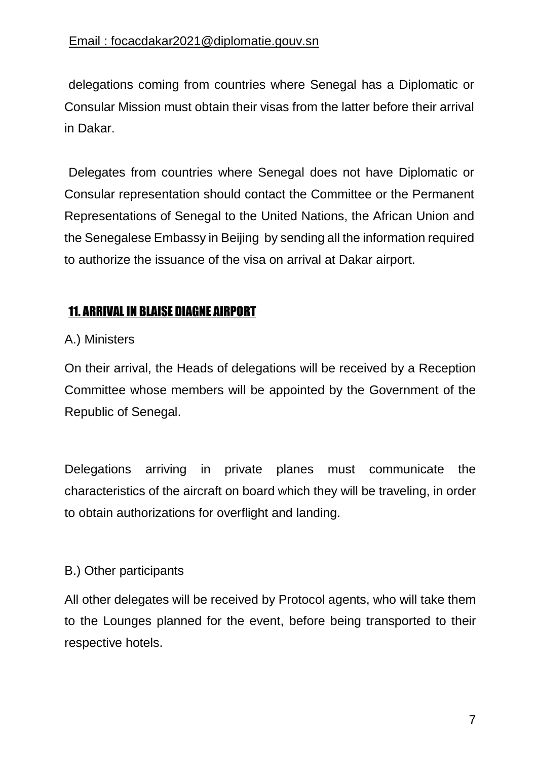Email : focacdakar2021@diplomatie.gouv.sn

delegations coming from countries where Senegal has a Diplomatic or Consular Mission must obtain their visas from the latter before their arrival in Dakar.

Delegates from countries where Senegal does not have Diplomatic or Consular representation should contact the Committee or the Permanent Representations of Senegal to the United Nations, the African Union and the Senegalese Embassy in Beijing by sending all the information required to authorize the issuance of the visa on arrival at Dakar airport.

## 11. ARRIVAL IN BLAISE DIAGNE AIRPORT

A.) Ministers

On their arrival, the Heads of delegations will be received by a Reception Committee whose members will be appointed by the Government of the Republic of Senegal.

Delegations arriving in private planes must communicate the characteristics of the aircraft on board which they will be traveling, in order to obtain authorizations for overflight and landing.

B.) Other participants

All other delegates will be received by Protocol agents, who will take them to the Lounges planned for the event, before being transported to their respective hotels.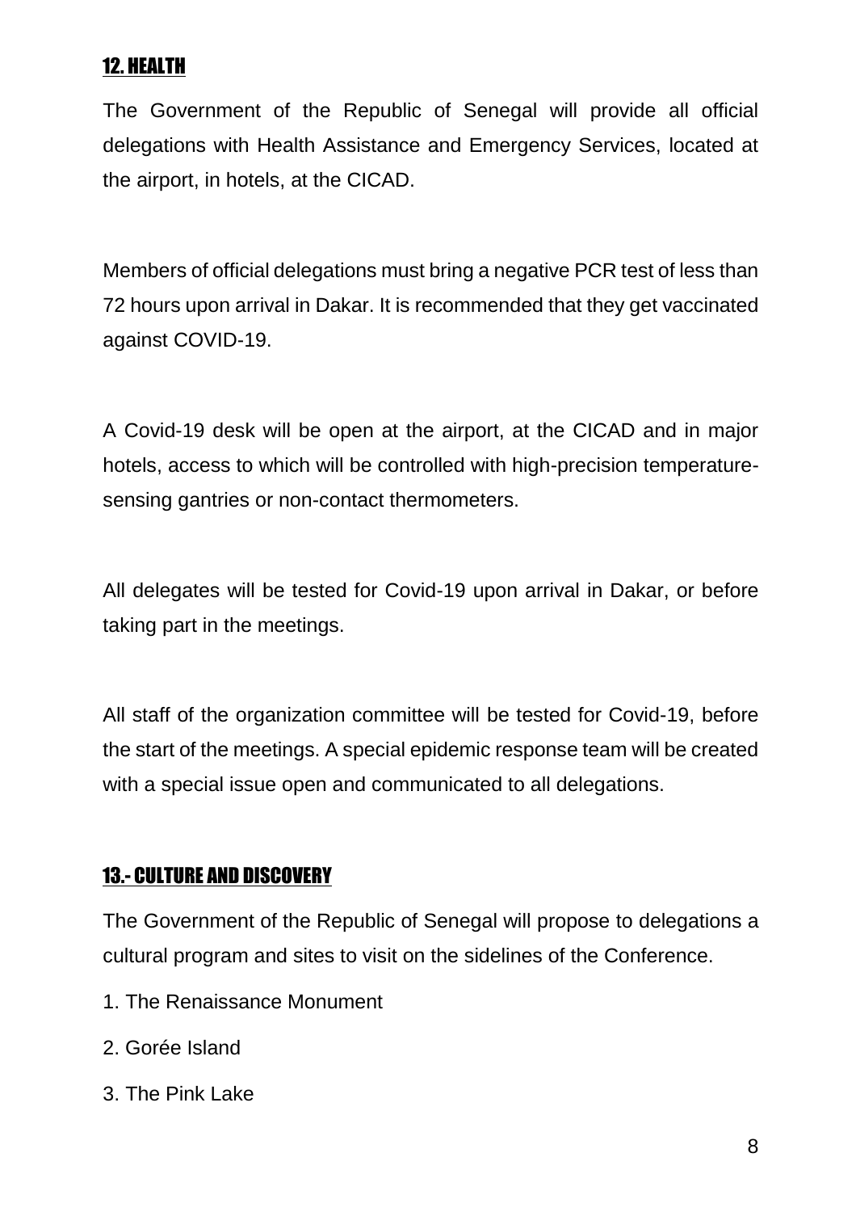## 12. HEALTH

The Government of the Republic of Senegal will provide all official delegations with Health Assistance and Emergency Services, located at the airport, in hotels, at the CICAD.

Members of official delegations must bring a negative PCR test of less than 72 hours upon arrival in Dakar. It is recommended that they get vaccinated against COVID-19.

A Covid-19 desk will be open at the airport, at the CICAD and in major hotels, access to which will be controlled with high-precision temperature-sensing gantries or non-contact thermometers.

All delegates will be tested for Covid-19 upon arrival in Dakar, or before taking part in the meetings.

All staff of the organization committee will be tested for Covid-19, before the start of the meetings. A special epidemic response team will be created with a special issue open and communicated to all delegations.

## 13.- CULTURE AND DISCOVERY

The Government of the Republic of Senegal will propose to delegations a cultural program and sites to visit on the sidelines of the Conference.

1. The Renaissance Monument
2. Gorée Island
3. The Pink Lake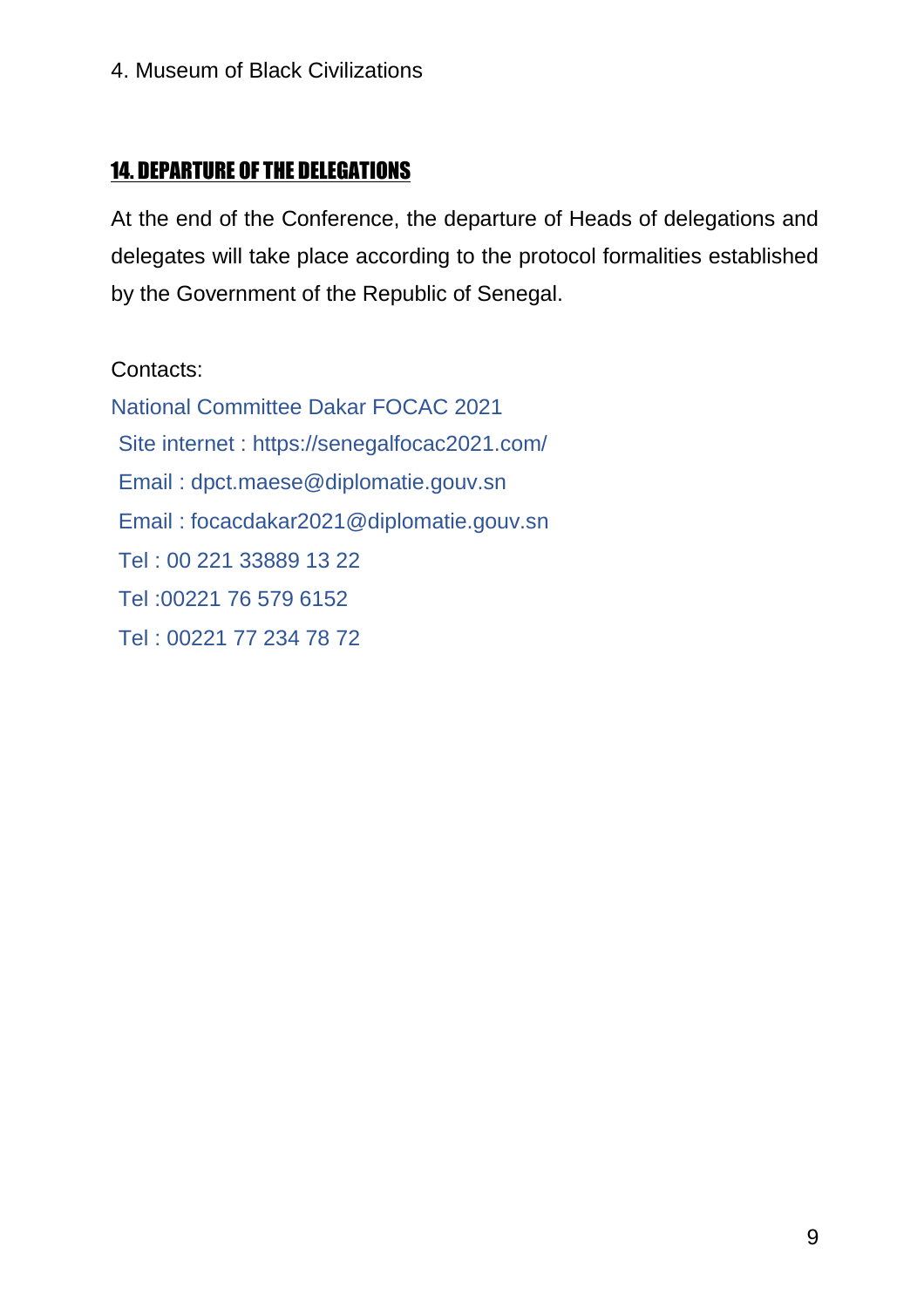4. Museum of Black Civilizations

## 14. DEPARTURE OF THE DELEGATIONS

At the end of the Conference, the departure of Heads of delegations and delegates will take place according to the protocol formalities established by the Government of the Republic of Senegal.

Contacts:

National Committee Dakar FOCAC 2021

Site internet : https://senegalfocac2021.com/

Email : dpct.maese@diplomatie.gouv.sn

Email : focacdakar2021@diplomatie.gouv.sn

Tel : 00 221 33889 13 22

Tel :00221 76 579 6152

Tel : 00221 77 234 78 72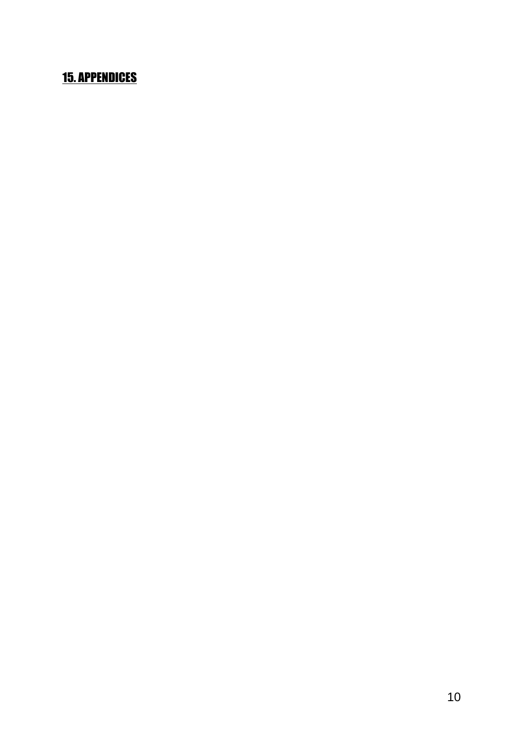## 15. APPENDICES